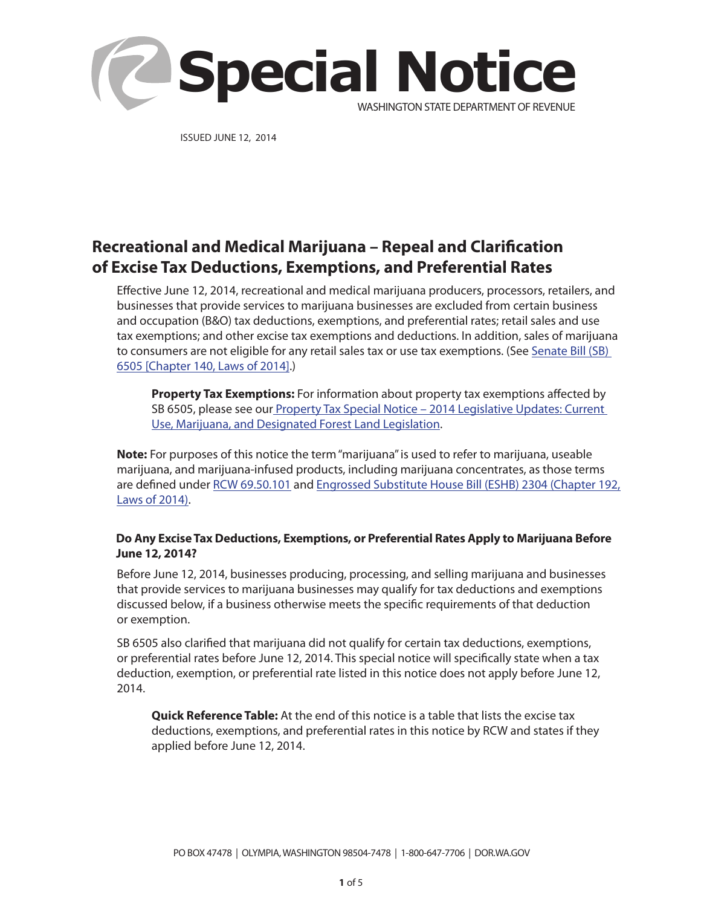# Special Notice

WASHINGTON STATE DEPARTMENT OF REVENUE

ISSUED JUNE 12, 2014

## Recreational and Medical Marijuana – Repeal and Clarification of Excise Tax Deductions, Exemptions, and Preferential Rates

Effective June 12, 2014, recreational and medical marijuana producers, processors, retailers, and businesses that provide services to marijuana businesses are excluded from certain business and occupation (B&O) tax deductions, exemptions, and preferential rates; retail sales and use tax exemptions; and other excise tax exemptions and deductions. In addition, sales of marijuana to consumers are not eligible for any retail sales tax or use tax exemptions. (See Senate Bill (SB) 6505 [Chapter 140, Laws of 2014].)

> **Property Tax Exemptions:** For information about property tax exemptions affected by SB 6505, please see our Property Tax Special Notice – 2014 Legislative Updates: Current Use, Marijuana, and Designated Forest Land Legislation.

**Note:** For purposes of this notice the term "marijuana" is used to refer to marijuana, useable marijuana, and marijuana-infused products, including marijuana concentrates, as those terms are defined under RCW 69.50.101 and Engrossed Substitute House Bill (ESHB) 2304 (Chapter 192, Laws of 2014).

### Do Any Excise Tax Deductions, Exemptions, or Preferential Rates Apply to Marijuana Before June 12, 2014?

Before June 12, 2014, businesses producing, processing, and selling marijuana and businesses that provide services to marijuana businesses may qualify for tax deductions and exemptions discussed below, if a business otherwise meets the specific requirements of that deduction or exemption.

SB 6505 also clarified that marijuana did not qualify for certain tax deductions, exemptions, or preferential rates before June 12, 2014. This special notice will specifically state when a tax deduction, exemption, or preferential rate listed in this notice does not apply before June 12, 2014.

> **Quick Reference Table:** At the end of this notice is a table that lists the excise tax deductions, exemptions, and preferential rates in this notice by RCW and states if they applied before June 12, 2014.

PO BOX 47478 | OLYMPIA, WASHINGTON 98504-7478 | 1-800-647-7706 | DOR.WA.GOV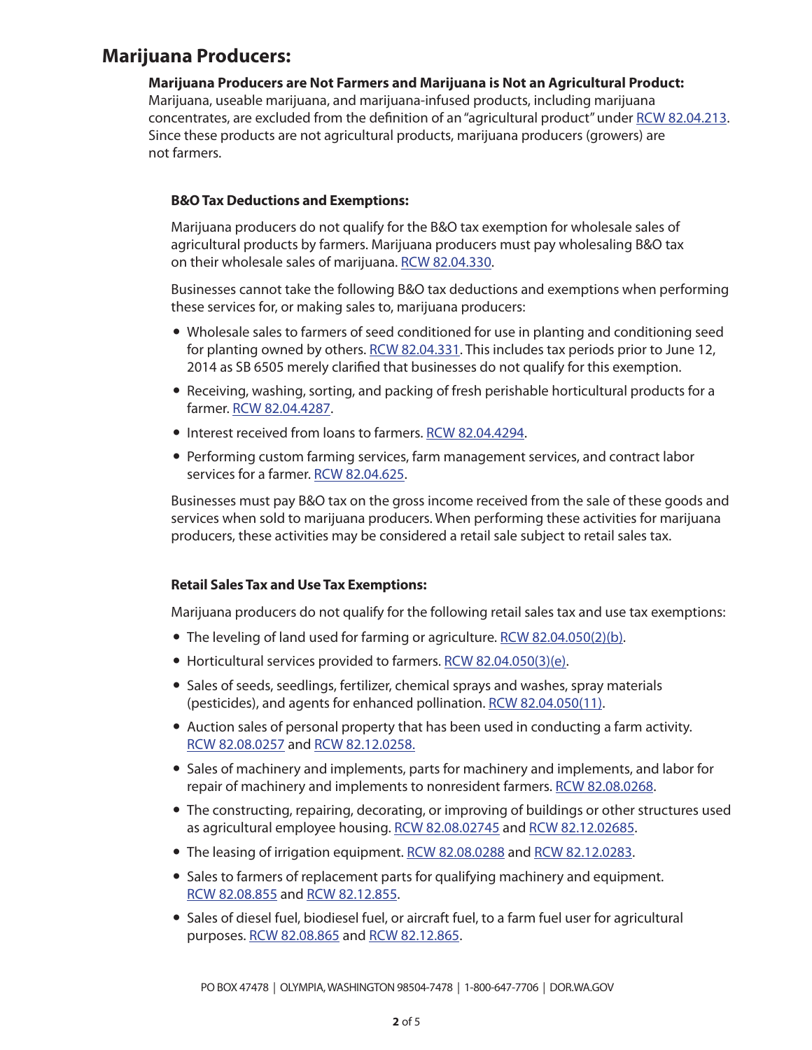## Marijuana Producers:

**Marijuana Producers are Not Farmers and Marijuana is Not an Agricultural Product:** Marijuana, useable marijuana, and marijuana-infused products, including marijuana concentrates, are excluded from the definition of an "agricultural product" under RCW 82.04.213. Since these products are not agricultural products, marijuana producers (growers) are not farmers.

### B&O Tax Deductions and Exemptions:

Marijuana producers do not qualify for the B&O tax exemption for wholesale sales of agricultural products by farmers. Marijuana producers must pay wholesaling B&O tax on their wholesale sales of marijuana. RCW 82.04.330.

Businesses cannot take the following B&O tax deductions and exemptions when performing these services for, or making sales to, marijuana producers:

- Wholesale sales to farmers of seed conditioned for use in planting and conditioning seed for planting owned by others. RCW 82.04.331. This includes tax periods prior to June 12, 2014 as SB 6505 merely clarified that businesses do not qualify for this exemption.
- Receiving, washing, sorting, and packing of fresh perishable horticultural products for a farmer. RCW 82.04.4287.
- Interest received from loans to farmers. RCW 82.04.4294.
- Performing custom farming services, farm management services, and contract labor services for a farmer. RCW 82.04.625.

Businesses must pay B&O tax on the gross income received from the sale of these goods and services when sold to marijuana producers. When performing these activities for marijuana producers, these activities may be considered a retail sale subject to retail sales tax.

### Retail Sales Tax and Use Tax Exemptions:

Marijuana producers do not qualify for the following retail sales tax and use tax exemptions:

- The leveling of land used for farming or agriculture. RCW 82.04.050(2)(b).
- Horticultural services provided to farmers. RCW 82.04.050(3)(e).
- Sales of seeds, seedlings, fertilizer, chemical sprays and washes, spray materials (pesticides), and agents for enhanced pollination. RCW 82.04.050(11).
- Auction sales of personal property that has been used in conducting a farm activity. RCW 82.08.0257 and RCW 82.12.0258.
- Sales of machinery and implements, parts for machinery and implements, and labor for repair of machinery and implements to nonresident farmers. RCW 82.08.0268.
- The constructing, repairing, decorating, or improving of buildings or other structures used as agricultural employee housing. RCW 82.08.02745 and RCW 82.12.02685.
- The leasing of irrigation equipment. RCW 82.08.0288 and RCW 82.12.0283.
- Sales to farmers of replacement parts for qualifying machinery and equipment. RCW 82.08.855 and RCW 82.12.855.
- Sales of diesel fuel, biodiesel fuel, or aircraft fuel, to a farm fuel user for agricultural purposes. RCW 82.08.865 and RCW 82.12.865.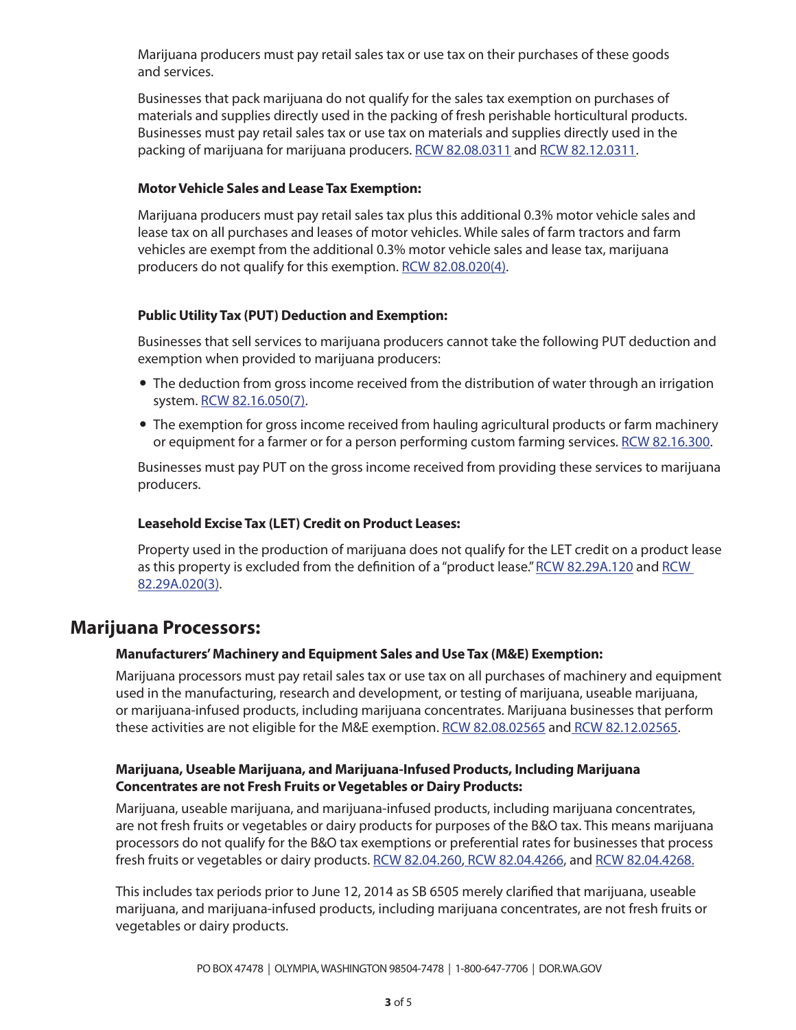Marijuana producers must pay retail sales tax or use tax on their purchases of these goods and services.

Businesses that pack marijuana do not qualify for the sales tax exemption on purchases of materials and supplies directly used in the packing of fresh perishable horticultural products. Businesses must pay retail sales tax or use tax on materials and supplies directly used in the packing of marijuana for marijuana producers. RCW 82.08.0311 and RCW 82.12.0311.

### Motor Vehicle Sales and Lease Tax Exemption:

Marijuana producers must pay retail sales tax plus this additional 0.3% motor vehicle sales and lease tax on all purchases and leases of motor vehicles. While sales of farm tractors and farm vehicles are exempt from the additional 0.3% motor vehicle sales and lease tax, marijuana producers do not qualify for this exemption. RCW 82.08.020(4).

### Public Utility Tax (PUT) Deduction and Exemption:

Businesses that sell services to marijuana producers cannot take the following PUT deduction and exemption when provided to marijuana producers:

- The deduction from gross income received from the distribution of water through an irrigation system. RCW 82.16.050(7).
- The exemption for gross income received from hauling agricultural products or farm machinery or equipment for a farmer or for a person performing custom farming services. RCW 82.16.300.

Businesses must pay PUT on the gross income received from providing these services to marijuana producers.

### Leasehold Excise Tax (LET) Credit on Product Leases:

Property used in the production of marijuana does not qualify for the LET credit on a product lease as this property is excluded from the definition of a "product lease." RCW 82.29A.120 and RCW 82.29A.020(3).

## Marijuana Processors:

### Manufacturers' Machinery and Equipment Sales and Use Tax (M&E) Exemption:

Marijuana processors must pay retail sales tax or use tax on all purchases of machinery and equipment used in the manufacturing, research and development, or testing of marijuana, useable marijuana, or marijuana-infused products, including marijuana concentrates. Marijuana businesses that perform these activities are not eligible for the M&E exemption. RCW 82.08.02565 and RCW 82.12.02565.

### Marijuana, Useable Marijuana, and Marijuana-Infused Products, Including Marijuana Concentrates are not Fresh Fruits or Vegetables or Dairy Products:

Marijuana, useable marijuana, and marijuana-infused products, including marijuana concentrates, are not fresh fruits or vegetables or dairy products for purposes of the B&O tax. This means marijuana processors do not qualify for the B&O tax exemptions or preferential rates for businesses that process fresh fruits or vegetables or dairy products. RCW 82.04.260, RCW 82.04.4266, and RCW 82.04.4268.

This includes tax periods prior to June 12, 2014 as SB 6505 merely clarified that marijuana, useable marijuana, and marijuana-infused products, including marijuana concentrates, are not fresh fruits or vegetables or dairy products.

PO BOX 47478 | OLYMPIA, WASHINGTON 98504-7478 | 1-800-647-7706 | DOR.WA.GOV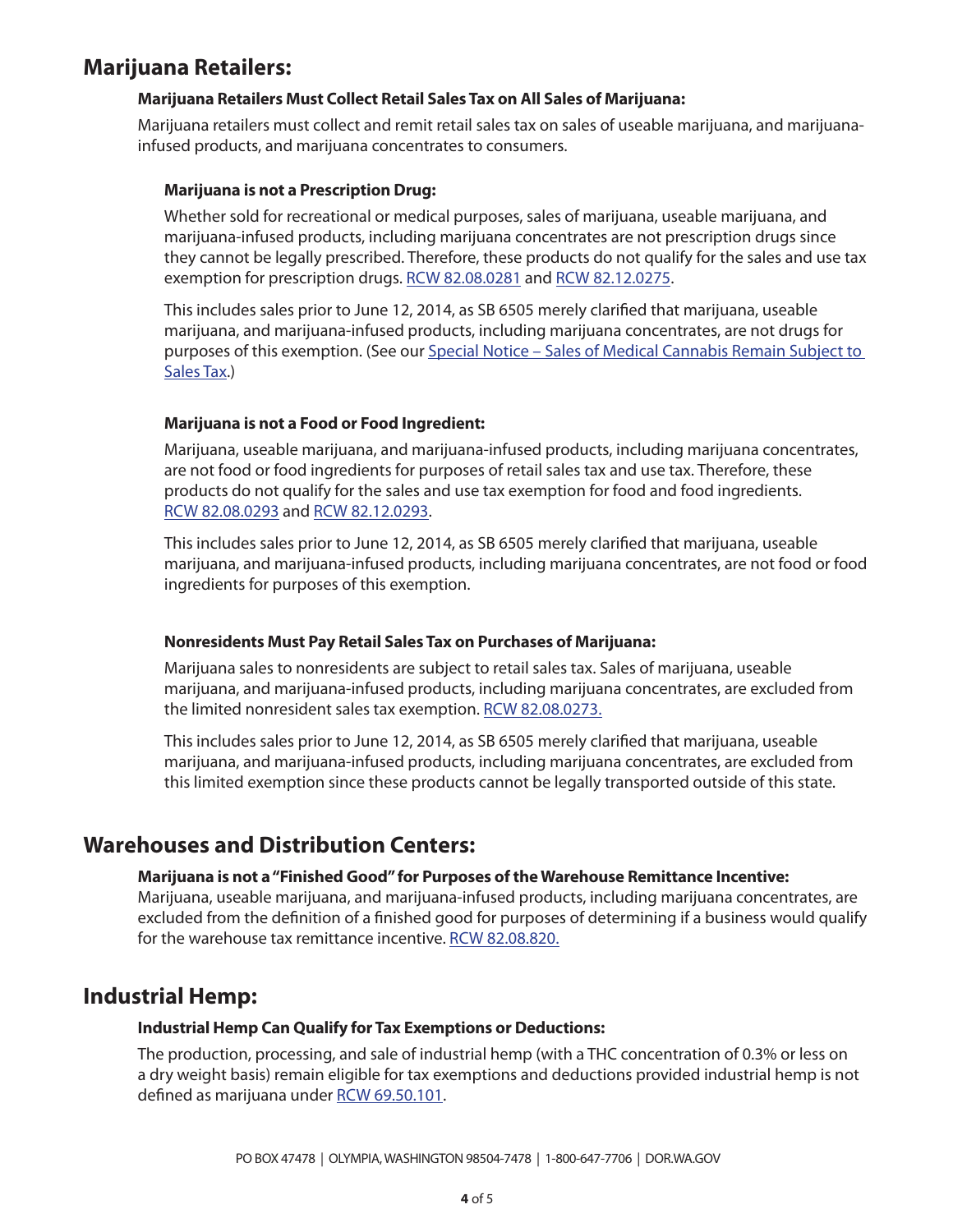## Marijuana Retailers:

### Marijuana Retailers Must Collect Retail Sales Tax on All Sales of Marijuana:

Marijuana retailers must collect and remit retail sales tax on sales of useable marijuana, and marijuana-infused products, and marijuana concentrates to consumers.

#### Marijuana is not a Prescription Drug:

Whether sold for recreational or medical purposes, sales of marijuana, useable marijuana, and marijuana-infused products, including marijuana concentrates are not prescription drugs since they cannot be legally prescribed. Therefore, these products do not qualify for the sales and use tax exemption for prescription drugs. RCW 82.08.0281 and RCW 82.12.0275.

This includes sales prior to June 12, 2014, as SB 6505 merely clarified that marijuana, useable marijuana, and marijuana-infused products, including marijuana concentrates, are not drugs for purposes of this exemption. (See our Special Notice – Sales of Medical Cannabis Remain Subject to Sales Tax.)

#### Marijuana is not a Food or Food Ingredient:

Marijuana, useable marijuana, and marijuana-infused products, including marijuana concentrates, are not food or food ingredients for purposes of retail sales tax and use tax. Therefore, these products do not qualify for the sales and use tax exemption for food and food ingredients. RCW 82.08.0293 and RCW 82.12.0293.

This includes sales prior to June 12, 2014, as SB 6505 merely clarified that marijuana, useable marijuana, and marijuana-infused products, including marijuana concentrates, are not food or food ingredients for purposes of this exemption.

#### Nonresidents Must Pay Retail Sales Tax on Purchases of Marijuana:

Marijuana sales to nonresidents are subject to retail sales tax. Sales of marijuana, useable marijuana, and marijuana-infused products, including marijuana concentrates, are excluded from the limited nonresident sales tax exemption. RCW 82.08.0273.

This includes sales prior to June 12, 2014, as SB 6505 merely clarified that marijuana, useable marijuana, and marijuana-infused products, including marijuana concentrates, are excluded from this limited exemption since these products cannot be legally transported outside of this state.

## Warehouses and Distribution Centers:

### Marijuana is not a "Finished Good" for Purposes of the Warehouse Remittance Incentive:

Marijuana, useable marijuana, and marijuana-infused products, including marijuana concentrates, are excluded from the definition of a finished good for purposes of determining if a business would qualify for the warehouse tax remittance incentive. RCW 82.08.820.

## Industrial Hemp:

### Industrial Hemp Can Qualify for Tax Exemptions or Deductions:

The production, processing, and sale of industrial hemp (with a THC concentration of 0.3% or less on a dry weight basis) remain eligible for tax exemptions and deductions provided industrial hemp is not defined as marijuana under RCW 69.50.101.

PO BOX 47478 | OLYMPIA, WASHINGTON 98504-7478 | 1-800-647-7706 | DOR.WA.GOV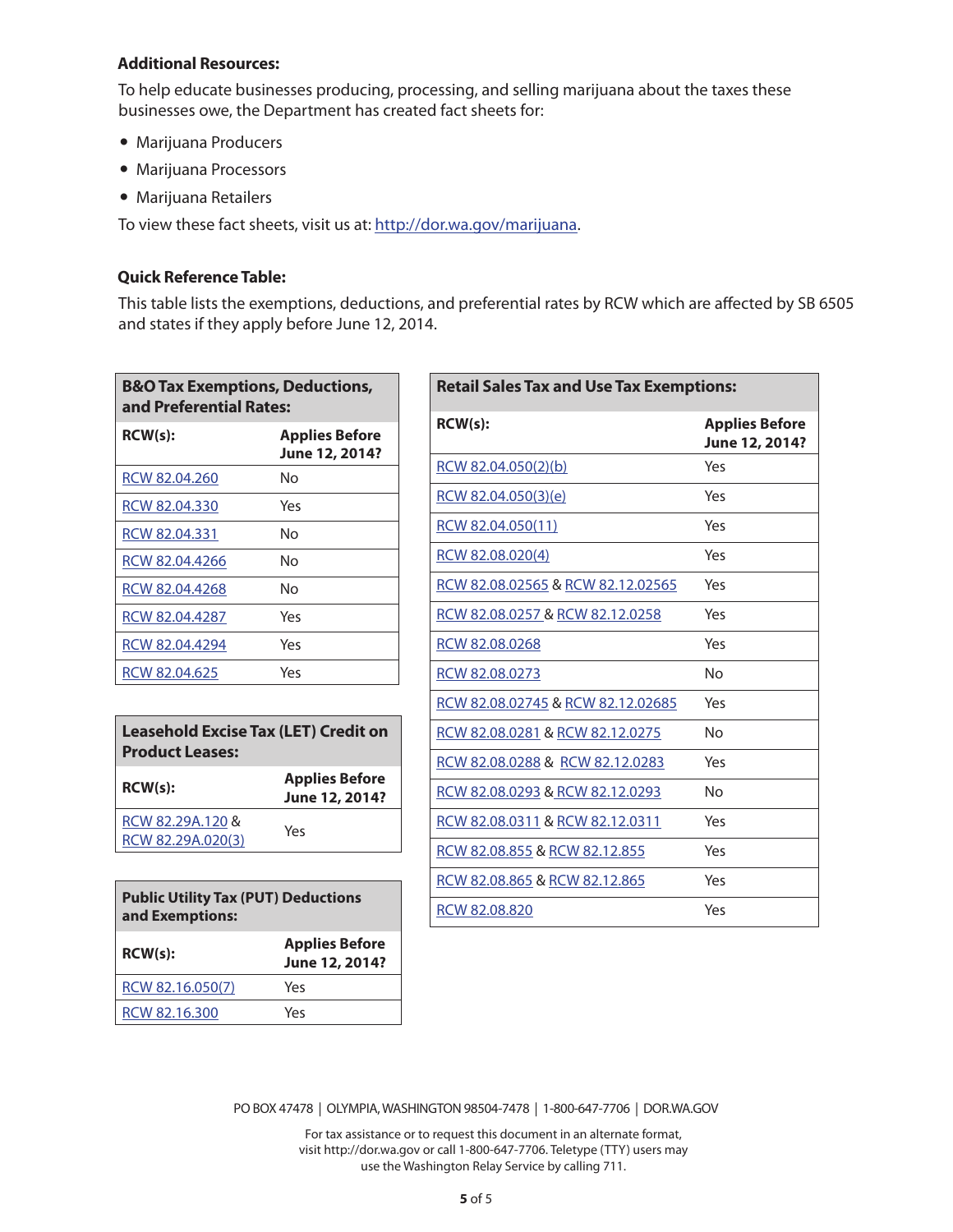**Additional Resources:**

To help educate businesses producing, processing, and selling marijuana about the taxes these businesses owe, the Department has created fact sheets for:

- Marijuana Producers
- Marijuana Processors
- Marijuana Retailers

To view these fact sheets, visit us at: http://dor.wa.gov/marijuana.

**Quick Reference Table:**

This table lists the exemptions, deductions, and preferential rates by RCW which are affected by SB 6505 and states if they apply before June 12, 2014.

**B&O Tax Exemptions, Deductions, and Preferential Rates:**

| RCW(s): | Applies Before June 12, 2014? |
|---|---|
| RCW 82.04.260 | No |
| RCW 82.04.330 | Yes |
| RCW 82.04.331 | No |
| RCW 82.04.4266 | No |
| RCW 82.04.4268 | No |
| RCW 82.04.4287 | Yes |
| RCW 82.04.4294 | Yes |
| RCW 82.04.625 | Yes |

**Leasehold Excise Tax (LET) Credit on Product Leases:**

| RCW(s): | Applies Before June 12, 2014? |
|---|---|
| RCW 82.29A.120 & RCW 82.29A.020(3) | Yes |

**Public Utility Tax (PUT) Deductions and Exemptions:**

| RCW(s): | Applies Before June 12, 2014? |
|---|---|
| RCW 82.16.050(7) | Yes |
| RCW 82.16.300 | Yes |

**Retail Sales Tax and Use Tax Exemptions:**

| RCW(s): | Applies Before June 12, 2014? |
|---|---|
| RCW 82.04.050(2)(b) | Yes |
| RCW 82.04.050(3)(e) | Yes |
| RCW 82.04.050(11) | Yes |
| RCW 82.08.020(4) | Yes |
| RCW 82.08.02565 & RCW 82.12.02565 | Yes |
| RCW 82.08.0257 & RCW 82.12.0258 | Yes |
| RCW 82.08.0268 | Yes |
| RCW 82.08.0273 | No |
| RCW 82.08.02745 & RCW 82.12.02685 | Yes |
| RCW 82.08.0281 & RCW 82.12.0275 | No |
| RCW 82.08.0288 & RCW 82.12.0283 | Yes |
| RCW 82.08.0293 & RCW 82.12.0293 | No |
| RCW 82.08.0311 & RCW 82.12.0311 | Yes |
| RCW 82.08.855 & RCW 82.12.855 | Yes |
| RCW 82.08.865 & RCW 82.12.865 | Yes |
| RCW 82.08.820 | Yes |

PO BOX 47478 | OLYMPIA, WASHINGTON 98504-7478 | 1-800-647-7706 | DOR.WA.GOV

For tax assistance or to request this document in an alternate format, visit http://dor.wa.gov or call 1-800-647-7706. Teletype (TTY) users may use the Washington Relay Service by calling 711.